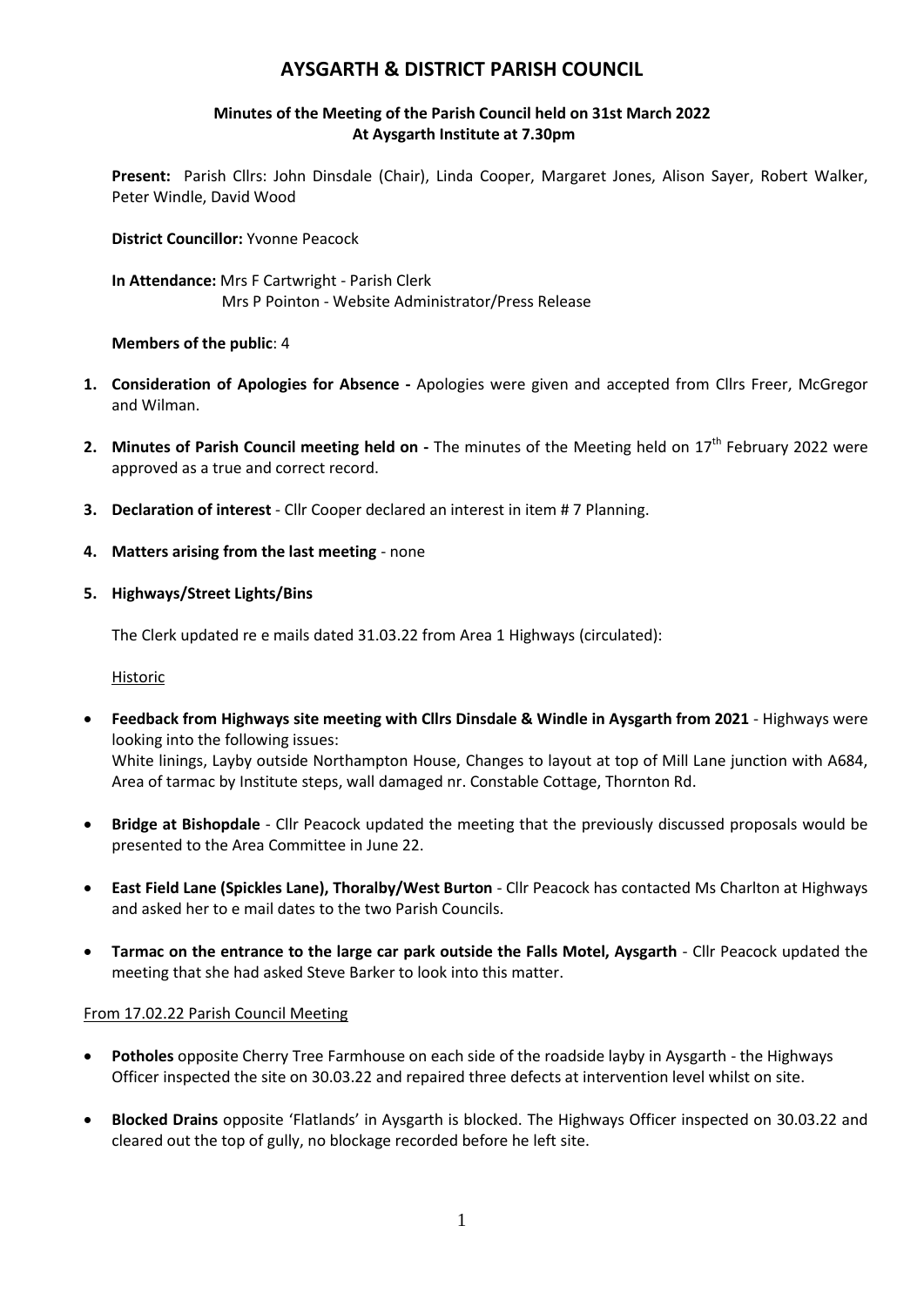# AYSGARTH & DISTRICT PARISH COUNCIL

**Minutes of the Meeting of the Parish Council held on 31st March 2022**
**At Aysgarth Institute at 7.30pm**

**Present:** Parish Cllrs: John Dinsdale (Chair), Linda Cooper, Margaret Jones, Alison Sayer, Robert Walker, Peter Windle, David Wood

**District Councillor:** Yvonne Peacock

**In Attendance:** Mrs F Cartwright - Parish Clerk
Mrs P Pointon - Website Administrator/Press Release

**Members of the public**: 4

1. **Consideration of Apologies for Absence -** Apologies were given and accepted from Cllrs Freer, McGregor and Wilman.
2. **Minutes of Parish Council meeting held on -** The minutes of the Meeting held on 17th February 2022 were approved as a true and correct record.
3. **Declaration of interest** - Cllr Cooper declared an interest in item # 7 Planning.
4. **Matters arising from the last meeting** - none
5. **Highways/Street Lights/Bins**

The Clerk updated re e mails dated 31.03.22 from Area 1 Highways (circulated):

Historic

- **Feedback from Highways site meeting with Cllrs Dinsdale & Windle in Aysgarth from 2021** - Highways were looking into the following issues:
  White linings, Layby outside Northampton House, Changes to layout at top of Mill Lane junction with A684, Area of tarmac by Institute steps, wall damaged nr. Constable Cottage, Thornton Rd.
- **Bridge at Bishopdale** - Cllr Peacock updated the meeting that the previously discussed proposals would be presented to the Area Committee in June 22.
- **East Field Lane (Spickles Lane), Thoralby/West Burton** - Cllr Peacock has contacted Ms Charlton at Highways and asked her to e mail dates to the two Parish Councils.
- **Tarmac on the entrance to the large car park outside the Falls Motel, Aysgarth** - Cllr Peacock updated the meeting that she had asked Steve Barker to look into this matter.

From 17.02.22 Parish Council Meeting

- **Potholes** opposite Cherry Tree Farmhouse on each side of the roadside layby in Aysgarth - the Highways Officer inspected the site on 30.03.22 and repaired three defects at intervention level whilst on site.
- **Blocked Drains** opposite 'Flatlands' in Aysgarth is blocked. The Highways Officer inspected on 30.03.22 and cleared out the top of gully, no blockage recorded before he left site.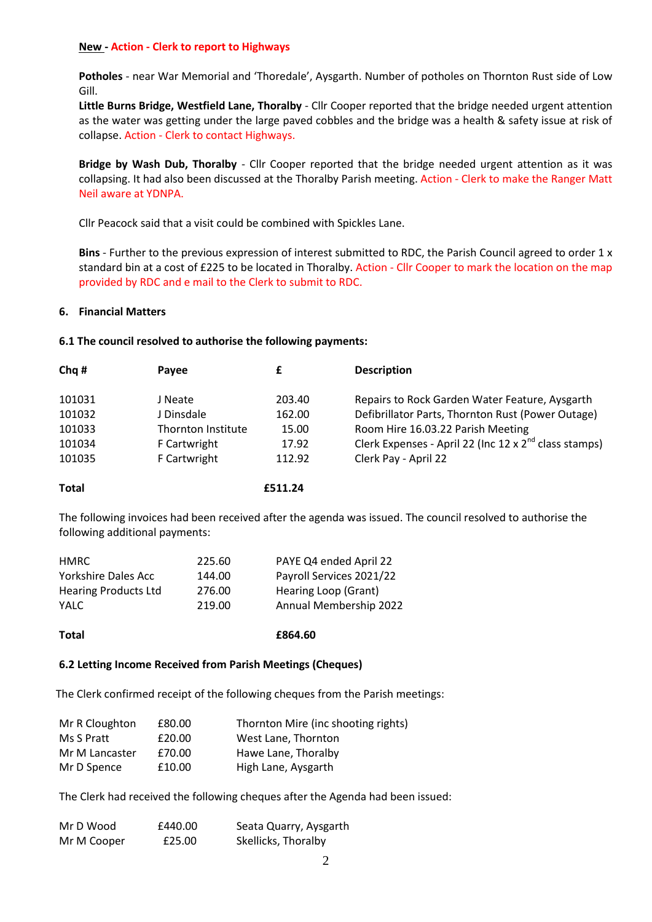**New - Action - Clerk to report to Highways**

**Potholes** - near War Memorial and 'Thoredale', Aysgarth. Number of potholes on Thornton Rust side of Low Gill.

**Little Burns Bridge, Westfield Lane, Thoralby** - Cllr Cooper reported that the bridge needed urgent attention as the water was getting under the large paved cobbles and the bridge was a health & safety issue at risk of collapse. Action - Clerk to contact Highways.

**Bridge by Wash Dub, Thoralby** - Cllr Cooper reported that the bridge needed urgent attention as it was collapsing. It had also been discussed at the Thoralby Parish meeting. Action - Clerk to make the Ranger Matt Neil aware at YDNPA.

Cllr Peacock said that a visit could be combined with Spickles Lane.

**Bins** - Further to the previous expression of interest submitted to RDC, the Parish Council agreed to order 1 x standard bin at a cost of £225 to be located in Thoralby. Action - Cllr Cooper to mark the location on the map provided by RDC and e mail to the Clerk to submit to RDC.

### 6. Financial Matters

**6.1 The council resolved to authorise the following payments:**

| Chq # | Payee | £ | Description |
|---|---|---|---|
| 101031 | J Neate | 203.40 | Repairs to Rock Garden Water Feature, Aysgarth |
| 101032 | J Dinsdale | 162.00 | Defibrillator Parts, Thornton Rust (Power Outage) |
| 101033 | Thornton Institute | 15.00 | Room Hire 16.03.22 Parish Meeting |
| 101034 | F Cartwright | 17.92 | Clerk Expenses - April 22 (Inc 12 x 2nd class stamps) |
| 101035 | F Cartwright | 112.92 | Clerk Pay - April 22 |
| **Total** | | **£511.24** | |

The following invoices had been received after the agenda was issued. The council resolved to authorise the following additional payments:

| Payee | £ | Description |
|---|---|---|
| HMRC | 225.60 | PAYE Q4 ended April 22 |
| Yorkshire Dales Acc | 144.00 | Payroll Services 2021/22 |
| Hearing Products Ltd | 276.00 | Hearing Loop (Grant) |
| YALC | 219.00 | Annual Membership 2022 |
| **Total** | | **£864.60** |

**6.2 Letting Income Received from Parish Meetings (Cheques)**

The Clerk confirmed receipt of the following cheques from the Parish meetings:

| Name | Amount | Description |
|---|---|---|
| Mr R Cloughton | £80.00 | Thornton Mire (inc shooting rights) |
| Ms S Pratt | £20.00 | West Lane, Thornton |
| Mr M Lancaster | £70.00 | Hawe Lane, Thoralby |
| Mr D Spence | £10.00 | High Lane, Aysgarth |

The Clerk had received the following cheques after the Agenda had been issued:

| Name | Amount | Description |
|---|---|---|
| Mr D Wood | £440.00 | Seata Quarry, Aysgarth |
| Mr M Cooper | £25.00 | Skellicks, Thoralby |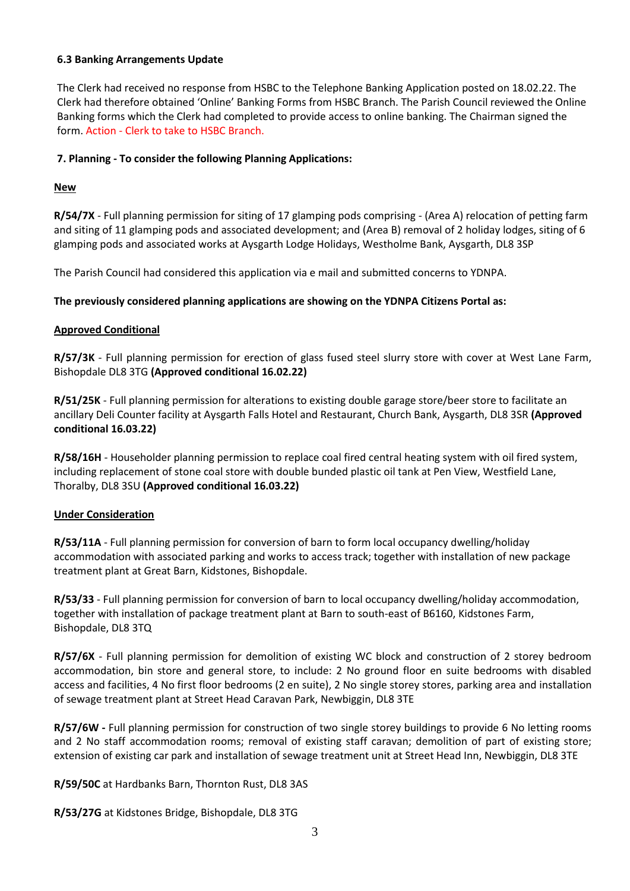**6.3 Banking Arrangements Update**

The Clerk had received no response from HSBC to the Telephone Banking Application posted on 18.02.22. The Clerk had therefore obtained 'Online' Banking Forms from HSBC Branch. The Parish Council reviewed the Online Banking forms which the Clerk had completed to provide access to online banking. The Chairman signed the form. Action - Clerk to take to HSBC Branch.

**7. Planning - To consider the following Planning Applications:**

**New**

**R/54/7X** - Full planning permission for siting of 17 glamping pods comprising - (Area A) relocation of petting farm and siting of 11 glamping pods and associated development; and (Area B) removal of 2 holiday lodges, siting of 6 glamping pods and associated works at Aysgarth Lodge Holidays, Westholme Bank, Aysgarth, DL8 3SP

The Parish Council had considered this application via e mail and submitted concerns to YDNPA.

**The previously considered planning applications are showing on the YDNPA Citizens Portal as:**

**Approved Conditional**

**R/57/3K** - Full planning permission for erection of glass fused steel slurry store with cover at West Lane Farm, Bishopdale DL8 3TG **(Approved conditional 16.02.22)**

**R/51/25K** - Full planning permission for alterations to existing double garage store/beer store to facilitate an ancillary Deli Counter facility at Aysgarth Falls Hotel and Restaurant, Church Bank, Aysgarth, DL8 3SR **(Approved conditional 16.03.22)**

**R/58/16H** - Householder planning permission to replace coal fired central heating system with oil fired system, including replacement of stone coal store with double bunded plastic oil tank at Pen View, Westfield Lane, Thoralby, DL8 3SU **(Approved conditional 16.03.22)**

**Under Consideration**

**R/53/11A** - Full planning permission for conversion of barn to form local occupancy dwelling/holiday accommodation with associated parking and works to access track; together with installation of new package treatment plant at Great Barn, Kidstones, Bishopdale.

**R/53/33** - Full planning permission for conversion of barn to local occupancy dwelling/holiday accommodation, together with installation of package treatment plant at Barn to south-east of B6160, Kidstones Farm, Bishopdale, DL8 3TQ

**R/57/6X** - Full planning permission for demolition of existing WC block and construction of 2 storey bedroom accommodation, bin store and general store, to include: 2 No ground floor en suite bedrooms with disabled access and facilities, 4 No first floor bedrooms (2 en suite), 2 No single storey stores, parking area and installation of sewage treatment plant at Street Head Caravan Park, Newbiggin, DL8 3TE

**R/57/6W -** Full planning permission for construction of two single storey buildings to provide 6 No letting rooms and 2 No staff accommodation rooms; removal of existing staff caravan; demolition of part of existing store; extension of existing car park and installation of sewage treatment unit at Street Head Inn, Newbiggin, DL8 3TE

**R/59/50C** at Hardbanks Barn, Thornton Rust, DL8 3AS

**R/53/27G** at Kidstones Bridge, Bishopdale, DL8 3TG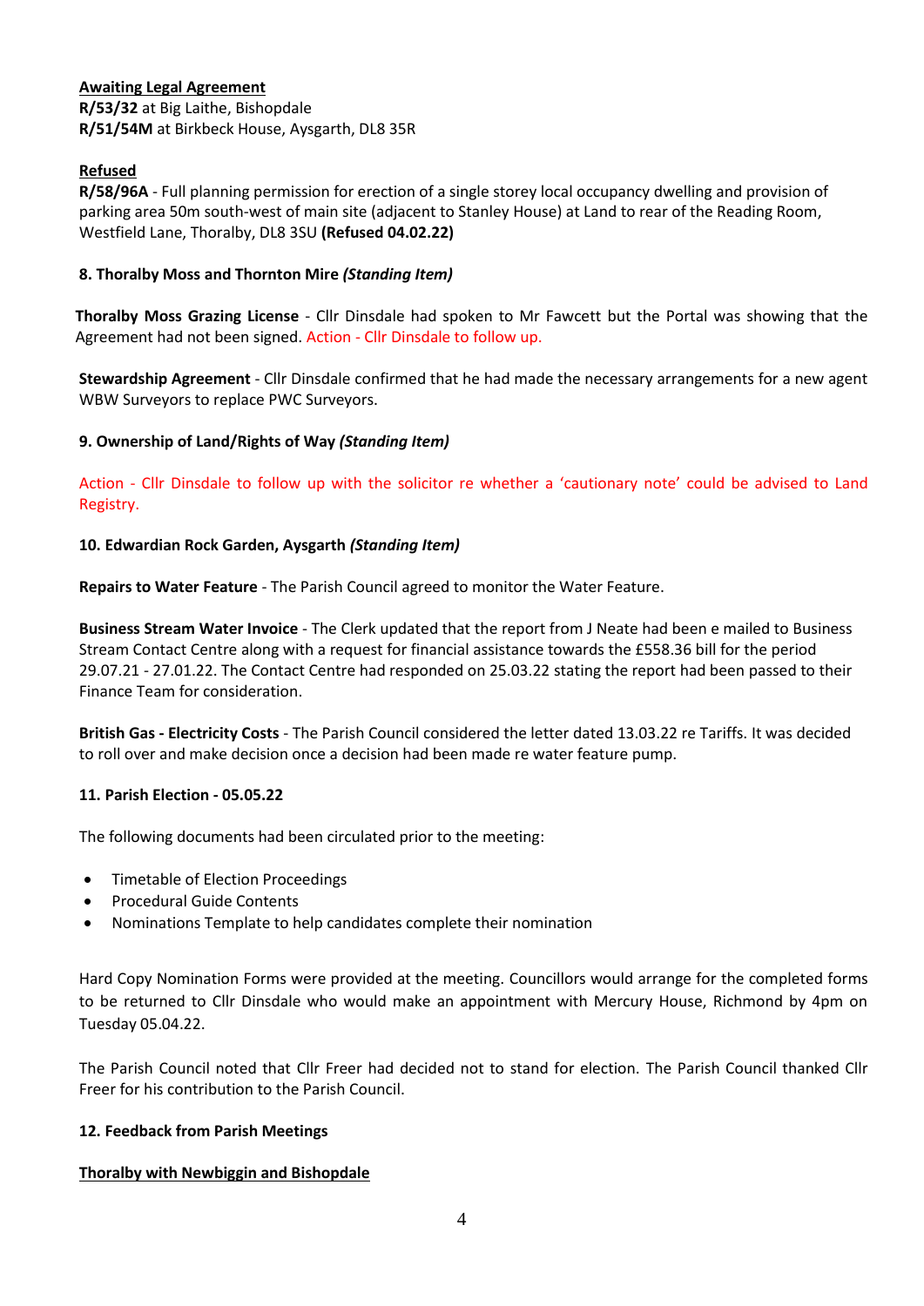**<u>Awaiting Legal Agreement</u>**
**R/53/32** at Big Laithe, Bishopdale
**R/51/54M** at Birkbeck House, Aysgarth, DL8 35R

**<u>Refused</u>**
**R/58/96A** - Full planning permission for erection of a single storey local occupancy dwelling and provision of parking area 50m south-west of main site (adjacent to Stanley House) at Land to rear of the Reading Room, Westfield Lane, Thoralby, DL8 3SU **(Refused 04.02.22)**

**8. Thoralby Moss and Thornton Mire *(Standing Item)***

**Thoralby Moss Grazing License** - Cllr Dinsdale had spoken to Mr Fawcett but the Portal was showing that the Agreement had not been signed. Action - Cllr Dinsdale to follow up.

**Stewardship Agreement** - Cllr Dinsdale confirmed that he had made the necessary arrangements for a new agent WBW Surveyors to replace PWC Surveyors.

**9. Ownership of Land/Rights of Way *(Standing Item)***

Action - Cllr Dinsdale to follow up with the solicitor re whether a 'cautionary note' could be advised to Land Registry.

**10. Edwardian Rock Garden, Aysgarth *(Standing Item)***

**Repairs to Water Feature** - The Parish Council agreed to monitor the Water Feature.

**Business Stream Water Invoice** - The Clerk updated that the report from J Neate had been e mailed to Business Stream Contact Centre along with a request for financial assistance towards the £558.36 bill for the period 29.07.21 - 27.01.22. The Contact Centre had responded on 25.03.22 stating the report had been passed to their Finance Team for consideration.

**British Gas - Electricity Costs** - The Parish Council considered the letter dated 13.03.22 re Tariffs. It was decided to roll over and make decision once a decision had been made re water feature pump.

**11. Parish Election - 05.05.22**

The following documents had been circulated prior to the meeting:

- Timetable of Election Proceedings
- Procedural Guide Contents
- Nominations Template to help candidates complete their nomination

Hard Copy Nomination Forms were provided at the meeting. Councillors would arrange for the completed forms to be returned to Cllr Dinsdale who would make an appointment with Mercury House, Richmond by 4pm on Tuesday 05.04.22.

The Parish Council noted that Cllr Freer had decided not to stand for election. The Parish Council thanked Cllr Freer for his contribution to the Parish Council.

**12. Feedback from Parish Meetings**

**<u>Thoralby with Newbiggin and Bishopdale</u>**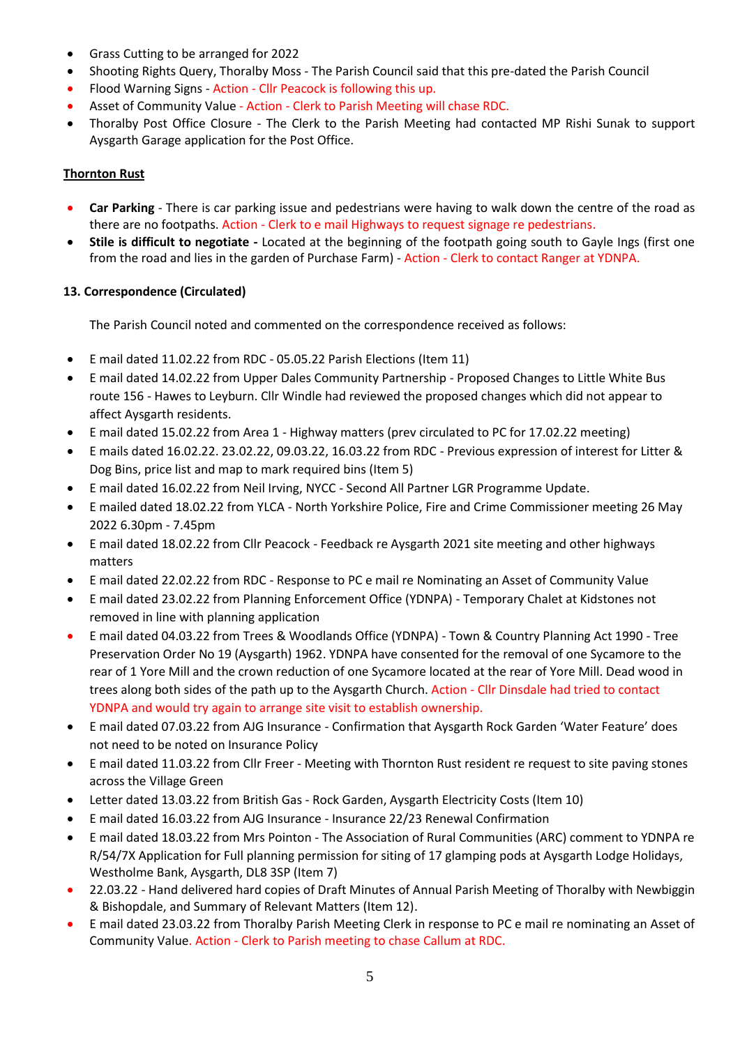- Grass Cutting to be arranged for 2022
- Shooting Rights Query, Thoralby Moss - The Parish Council said that this pre-dated the Parish Council
- Flood Warning Signs - Action - Cllr Peacock is following this up.
- Asset of Community Value - Action - Clerk to Parish Meeting will chase RDC.
- Thoralby Post Office Closure - The Clerk to the Parish Meeting had contacted MP Rishi Sunak to support Aysgarth Garage application for the Post Office.

**Thornton Rust**

- **Car Parking** - There is car parking issue and pedestrians were having to walk down the centre of the road as there are no footpaths. Action - Clerk to e mail Highways to request signage re pedestrians.
- **Stile is difficult to negotiate -** Located at the beginning of the footpath going south to Gayle Ings (first one from the road and lies in the garden of Purchase Farm) - Action - Clerk to contact Ranger at YDNPA.

**13. Correspondence (Circulated)**

The Parish Council noted and commented on the correspondence received as follows:

- E mail dated 11.02.22 from RDC - 05.05.22 Parish Elections (Item 11)
- E mail dated 14.02.22 from Upper Dales Community Partnership - Proposed Changes to Little White Bus route 156 - Hawes to Leyburn. Cllr Windle had reviewed the proposed changes which did not appear to affect Aysgarth residents.
- E mail dated 15.02.22 from Area 1 - Highway matters (prev circulated to PC for 17.02.22 meeting)
- E mails dated 16.02.22. 23.02.22, 09.03.22, 16.03.22 from RDC - Previous expression of interest for Litter & Dog Bins, price list and map to mark required bins (Item 5)
- E mail dated 16.02.22 from Neil Irving, NYCC - Second All Partner LGR Programme Update.
- E mailed dated 18.02.22 from YLCA - North Yorkshire Police, Fire and Crime Commissioner meeting 26 May 2022 6.30pm - 7.45pm
- E mail dated 18.02.22 from Cllr Peacock - Feedback re Aysgarth 2021 site meeting and other highways matters
- E mail dated 22.02.22 from RDC - Response to PC e mail re Nominating an Asset of Community Value
- E mail dated 23.02.22 from Planning Enforcement Office (YDNPA) - Temporary Chalet at Kidstones not removed in line with planning application
- E mail dated 04.03.22 from Trees & Woodlands Office (YDNPA) - Town & Country Planning Act 1990 - Tree Preservation Order No 19 (Aysgarth) 1962. YDNPA have consented for the removal of one Sycamore to the rear of 1 Yore Mill and the crown reduction of one Sycamore located at the rear of Yore Mill. Dead wood in trees along both sides of the path up to the Aysgarth Church. Action - Cllr Dinsdale had tried to contact YDNPA and would try again to arrange site visit to establish ownership.
- E mail dated 07.03.22 from AJG Insurance - Confirmation that Aysgarth Rock Garden 'Water Feature' does not need to be noted on Insurance Policy
- E mail dated 11.03.22 from Cllr Freer - Meeting with Thornton Rust resident re request to site paving stones across the Village Green
- Letter dated 13.03.22 from British Gas - Rock Garden, Aysgarth Electricity Costs (Item 10)
- E mail dated 16.03.22 from AJG Insurance - Insurance 22/23 Renewal Confirmation
- E mail dated 18.03.22 from Mrs Pointon - The Association of Rural Communities (ARC) comment to YDNPA re R/54/7X Application for Full planning permission for siting of 17 glamping pods at Aysgarth Lodge Holidays, Westholme Bank, Aysgarth, DL8 3SP (Item 7)
- 22.03.22 - Hand delivered hard copies of Draft Minutes of Annual Parish Meeting of Thoralby with Newbiggin & Bishopdale, and Summary of Relevant Matters (Item 12).
- E mail dated 23.03.22 from Thoralby Parish Meeting Clerk in response to PC e mail re nominating an Asset of Community Value. Action - Clerk to Parish meeting to chase Callum at RDC.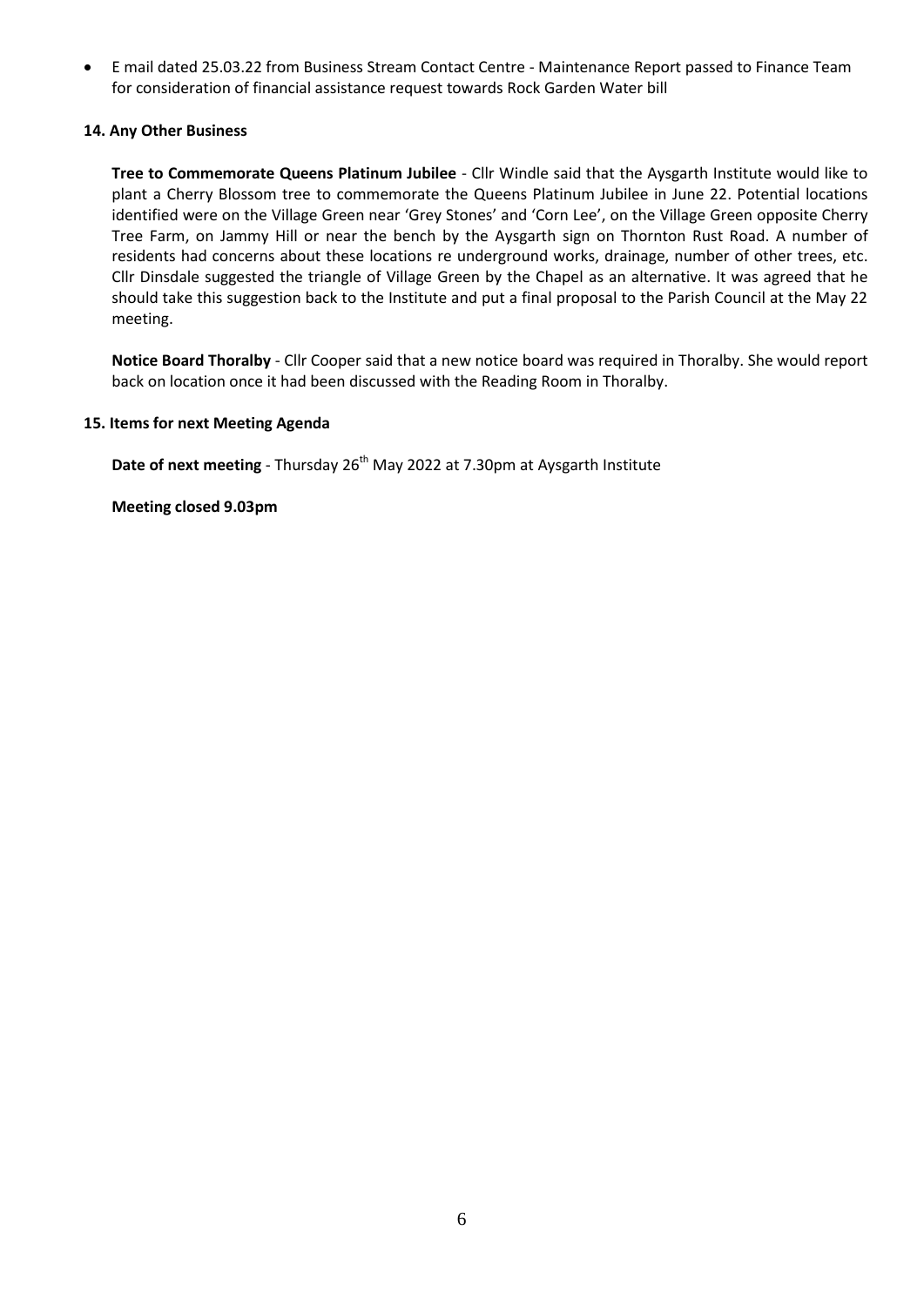- E mail dated 25.03.22 from Business Stream Contact Centre - Maintenance Report passed to Finance Team for consideration of financial assistance request towards Rock Garden Water bill

**14. Any Other Business**

**Tree to Commemorate Queens Platinum Jubilee** - Cllr Windle said that the Aysgarth Institute would like to plant a Cherry Blossom tree to commemorate the Queens Platinum Jubilee in June 22. Potential locations identified were on the Village Green near 'Grey Stones' and 'Corn Lee', on the Village Green opposite Cherry Tree Farm, on Jammy Hill or near the bench by the Aysgarth sign on Thornton Rust Road. A number of residents had concerns about these locations re underground works, drainage, number of other trees, etc. Cllr Dinsdale suggested the triangle of Village Green by the Chapel as an alternative. It was agreed that he should take this suggestion back to the Institute and put a final proposal to the Parish Council at the May 22 meeting.

**Notice Board Thoralby** - Cllr Cooper said that a new notice board was required in Thoralby. She would report back on location once it had been discussed with the Reading Room in Thoralby.

**15. Items for next Meeting Agenda**

**Date of next meeting** - Thursday 26th May 2022 at 7.30pm at Aysgarth Institute

**Meeting closed 9.03pm**